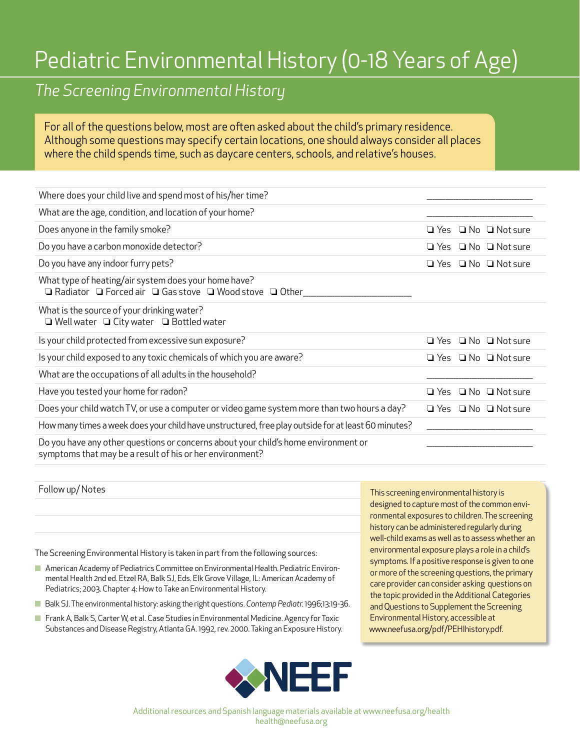# Pediatric Environmental History (0-18 Years of Age)

## *The Screening Environmental History*

For all of the questions below, most are often asked about the child's primary residence. Although some questions may specify certain locations, one should always consider all places where the child spends time, such as daycare centers, schools, and relative's houses.

| | |
|---|---|
| Where does your child live and spend most of his/her time? | ____________________ |
| What are the age, condition, and location of your home? | ____________________ |
| Does anyone in the family smoke? | ❑ Yes ❑ No ❑ Not sure |
| Do you have a carbon monoxide detector? | ❑ Yes ❑ No ❑ Not sure |
| Do you have any indoor furry pets? | ❑ Yes ❑ No ❑ Not sure |
| What type of heating/air system does your home have?<br>❑ Radiator ❑ Forced air ❑ Gas stove ❑ Wood stove ❑ Other____________________ | |
| What is the source of your drinking water?<br>❑ Well water ❑ City water ❑ Bottled water | |
| Is your child protected from excessive sun exposure? | ❑ Yes ❑ No ❑ Not sure |
| Is your child exposed to any toxic chemicals of which you are aware? | ❑ Yes ❑ No ❑ Not sure |
| What are the occupations of all adults in the household? | ____________________ |
| Have you tested your home for radon? | ❑ Yes ❑ No ❑ Not sure |
| Does your child watch TV, or use a computer or video game system more than two hours a day? | ❑ Yes ❑ No ❑ Not sure |
| How many times a week does your child have unstructured, free play outside for at least 60 minutes? | ____________________ |
| Do you have any other questions or concerns about your child's home environment or symptoms that may be a result of his or her environment? | ____________________ |

Follow up/ Notes

The Screening Environmental History is taken in part from the following sources:

- American Academy of Pediatrics Committee on Environmental Health. Pediatric Environmental Health 2nd ed. Etzel RA, Balk SJ, Eds. Elk Grove Village, IL: American Academy of Pediatrics; 2003. Chapter 4: How to Take an Environmental History.
- Balk SJ. The environmental history: asking the right questions. *Contemp Pediatr.* 1996;13:19-36.
- Frank A, Balk S, Carter W, et al. Case Studies in Environmental Medicine. Agency for Toxic Substances and Disease Registry, Atlanta GA. 1992, rev. 2000. Taking an Exposure History.

This screening environmental history is designed to capture most of the common environmental exposures to children. The screening history can be administered regularly during well-child exams as well as to assess whether an environmental exposure plays a role in a child's symptoms. If a positive response is given to one or more of the screening questions, the primary care provider can consider asking questions on the topic provided in the Additional Categories and Questions to Supplement the Screening Environmental History, accessible at www.neefusa.org/pdf/PEHIhistory.pdf.

NEEF

Additional resources and Spanish language materials available at www.neefusa.org/health
health@neefusa.org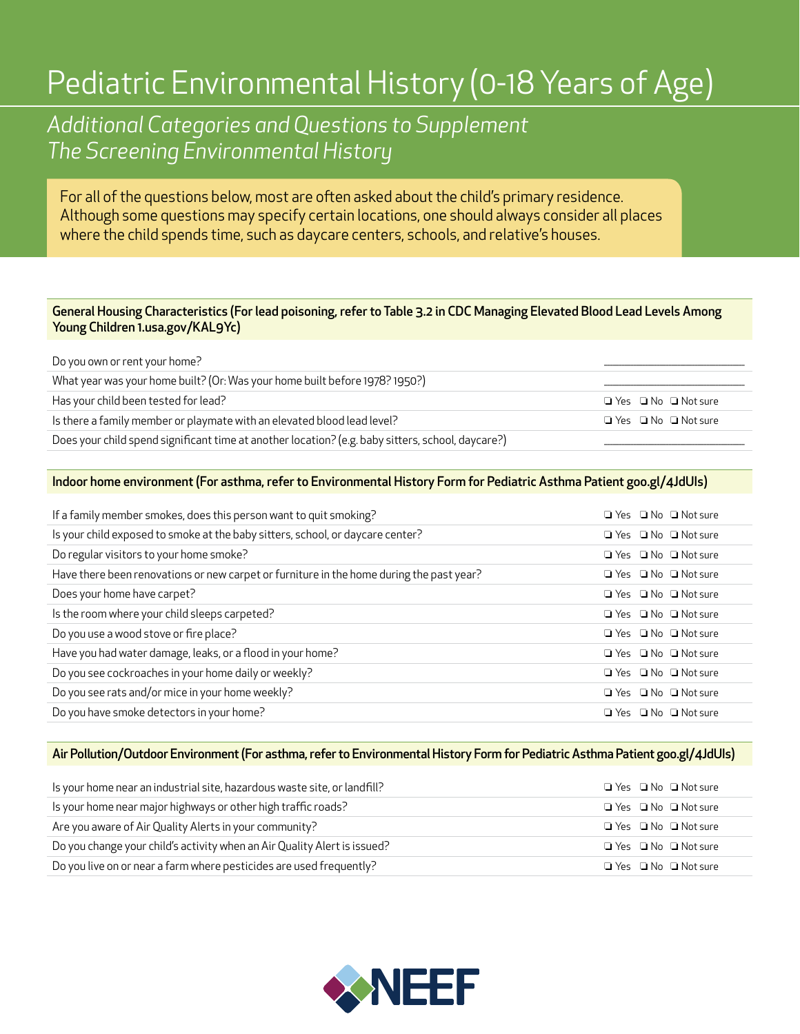# Pediatric Environmental History (0-18 Years of Age)

## *Additional Categories and Questions to Supplement The Screening Environmental History*

For all of the questions below, most are often asked about the child's primary residence. Although some questions may specify certain locations, one should always consider all places where the child spends time, such as daycare centers, schools, and relative's houses.

### General Housing Characteristics (For lead poisoning, refer to Table 3.2 in CDC Managing Elevated Blood Lead Levels Among Young Children 1.usa.gov/KAL9Yc)

| | |
|---|---|
| Do you own or rent your home? | ___________________ |
| What year was your home built? (Or: Was your home built before 1978? 1950?) | ___________________ |
| Has your child been tested for lead? | ❏ Yes ❏ No ❏ Not sure |
| Is there a family member or playmate with an elevated blood lead level? | ❏ Yes ❏ No ❏ Not sure |
| Does your child spend significant time at another location? (e.g. baby sitters, school, daycare?) | ___________________ |

### Indoor home environment (For asthma, refer to Environmental History Form for Pediatric Asthma Patient goo.gl/4JdUIs)

| | |
|---|---|
| If a family member smokes, does this person want to quit smoking? | ❏ Yes ❏ No ❏ Not sure |
| Is your child exposed to smoke at the baby sitters, school, or daycare center? | ❏ Yes ❏ No ❏ Not sure |
| Do regular visitors to your home smoke? | ❏ Yes ❏ No ❏ Not sure |
| Have there been renovations or new carpet or furniture in the home during the past year? | ❏ Yes ❏ No ❏ Not sure |
| Does your home have carpet? | ❏ Yes ❏ No ❏ Not sure |
| Is the room where your child sleeps carpeted? | ❏ Yes ❏ No ❏ Not sure |
| Do you use a wood stove or fire place? | ❏ Yes ❏ No ❏ Not sure |
| Have you had water damage, leaks, or a flood in your home? | ❏ Yes ❏ No ❏ Not sure |
| Do you see cockroaches in your home daily or weekly? | ❏ Yes ❏ No ❏ Not sure |
| Do you see rats and/or mice in your home weekly? | ❏ Yes ❏ No ❏ Not sure |
| Do you have smoke detectors in your home? | ❏ Yes ❏ No ❏ Not sure |

### Air Pollution/Outdoor Environment (For asthma, refer to Environmental History Form for Pediatric Asthma Patient goo.gl/4JdUIs)

| | |
|---|---|
| Is your home near an industrial site, hazardous waste site, or landfill? | ❏ Yes ❏ No ❏ Not sure |
| Is your home near major highways or other high traffic roads? | ❏ Yes ❏ No ❏ Not sure |
| Are you aware of Air Quality Alerts in your community? | ❏ Yes ❏ No ❏ Not sure |
| Do you change your child's activity when an Air Quality Alert is issued? | ❏ Yes ❏ No ❏ Not sure |
| Do you live on or near a farm where pesticides are used frequently? | ❏ Yes ❏ No ❏ Not sure |

NEEF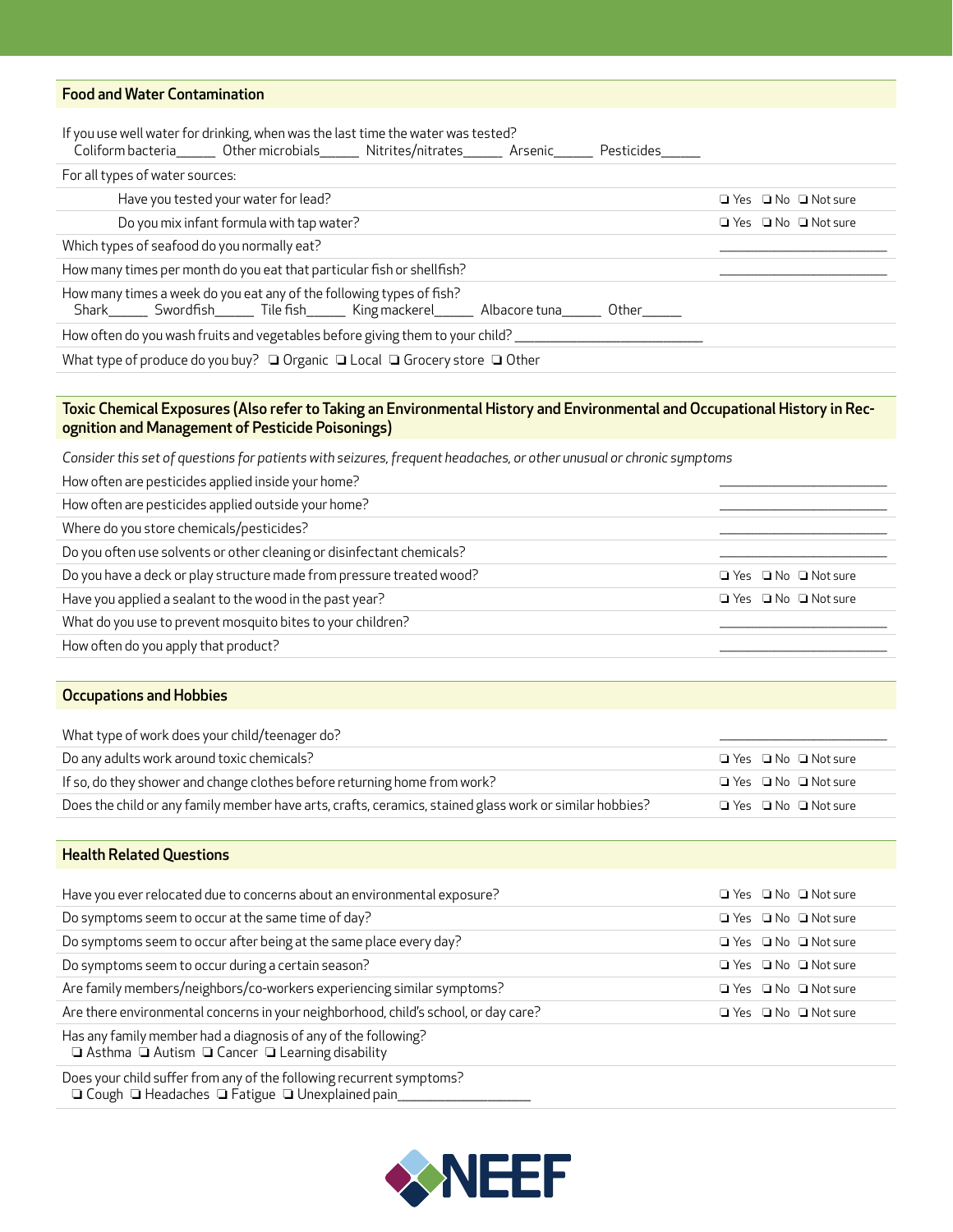## Food and Water Contamination

| | |
|---|---|
| If you use well water for drinking, when was the last time the water was tested? Coliform bacteria______ Other microbials______ Nitrites/nitrates______ Arsenic______ Pesticides______ | |
| For all types of water sources: | |
| Have you tested your water for lead? | ❏ Yes ❏ No ❏ Not sure |
| Do you mix infant formula with tap water? | ❏ Yes ❏ No ❏ Not sure |
| Which types of seafood do you normally eat? | ______________________ |
| How many times per month do you eat that particular fish or shellfish? | ______________________ |
| How many times a week do you eat any of the following types of fish? Shark______ Swordfish______ Tile fish______ King mackerel______ Albacore tuna______ Other______ | |
| How often do you wash fruits and vegetables before giving them to your child? ___________________________ | |
| What type of produce do you buy? ❏ Organic ❏ Local ❏ Grocery store ❏ Other | |

## Toxic Chemical Exposures (Also refer to Taking an Environmental History and Environmental and Occupational History in Recognition and Management of Pesticide Poisonings)

*Consider this set of questions for patients with seizures, frequent headaches, or other unusual or chronic symptoms*

| | |
|---|---|
| How often are pesticides applied inside your home? | ______________________ |
| How often are pesticides applied outside your home? | ______________________ |
| Where do you store chemicals/pesticides? | ______________________ |
| Do you often use solvents or other cleaning or disinfectant chemicals? | ______________________ |
| Do you have a deck or play structure made from pressure treated wood? | ❏ Yes ❏ No ❏ Not sure |
| Have you applied a sealant to the wood in the past year? | ❏ Yes ❏ No ❏ Not sure |
| What do you use to prevent mosquito bites to your children? | ______________________ |
| How often do you apply that product? | ______________________ |

## Occupations and Hobbies

| | |
|---|---|
| What type of work does your child/teenager do? | ______________________ |
| Do any adults work around toxic chemicals? | ❏ Yes ❏ No ❏ Not sure |
| If so, do they shower and change clothes before returning home from work? | ❏ Yes ❏ No ❏ Not sure |
| Does the child or any family member have arts, crafts, ceramics, stained glass work or similar hobbies? | ❏ Yes ❏ No ❏ Not sure |

## Health Related Questions

| | |
|---|---|
| Have you ever relocated due to concerns about an environmental exposure? | ❏ Yes ❏ No ❏ Not sure |
| Do symptoms seem to occur at the same time of day? | ❏ Yes ❏ No ❏ Not sure |
| Do symptoms seem to occur after being at the same place every day? | ❏ Yes ❏ No ❏ Not sure |
| Do symptoms seem to occur during a certain season? | ❏ Yes ❏ No ❏ Not sure |
| Are family members/neighbors/co-workers experiencing similar symptoms? | ❏ Yes ❏ No ❏ Not sure |
| Are there environmental concerns in your neighborhood, child's school, or day care? | ❏ Yes ❏ No ❏ Not sure |
| Has any family member had a diagnosis of any of the following? ❏ Asthma ❏ Autism ❏ Cancer ❏ Learning disability | |
| Does your child suffer from any of the following recurrent symptoms? ❏ Cough ❏ Headaches ❏ Fatigue ❏ Unexplained pain__________________ | |

NEEF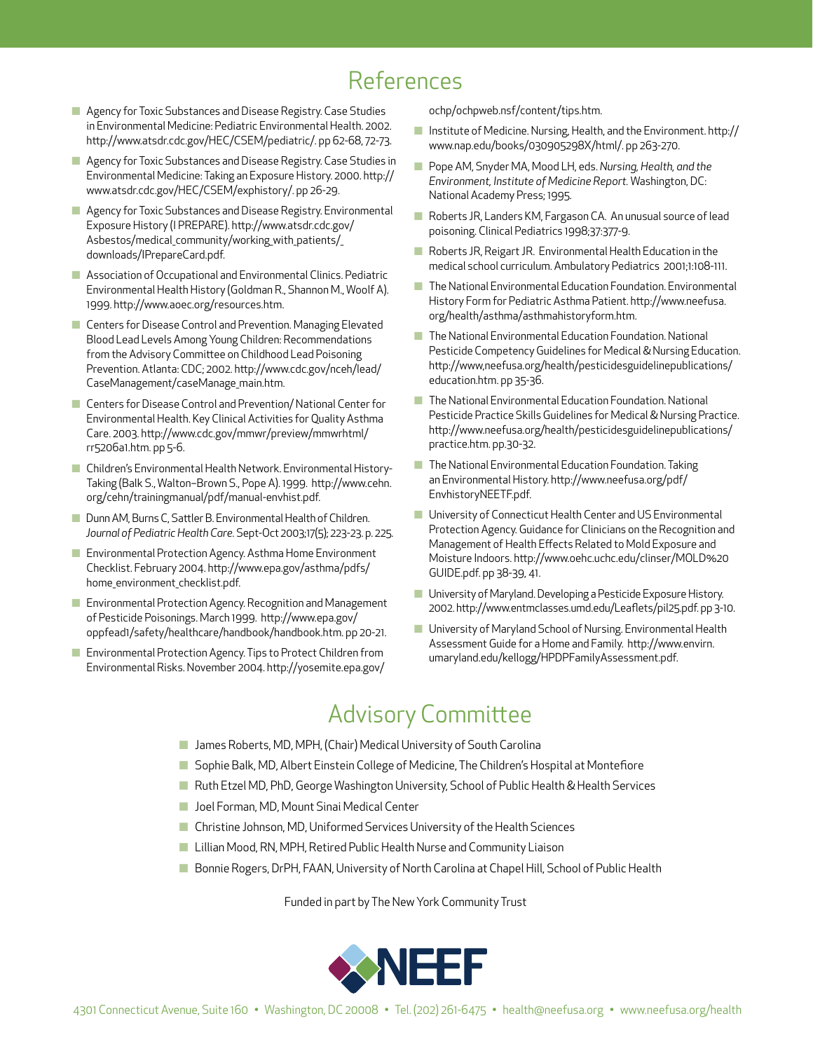# References

- Agency for Toxic Substances and Disease Registry. Case Studies in Environmental Medicine: Pediatric Environmental Health. 2002. http://www.atsdr.cdc.gov/HEC/CSEM/pediatric/. pp 62-68, 72-73.
- Agency for Toxic Substances and Disease Registry. Case Studies in Environmental Medicine: Taking an Exposure History. 2000. http://www.atsdr.cdc.gov/HEC/CSEM/exphistory/. pp 26-29.
- Agency for Toxic Substances and Disease Registry. Environmental Exposure History (I PREPARE). http://www.atsdr.cdc.gov/Asbestos/medical_community/working_with_patients/_downloads/IPrepareCard.pdf.
- Association of Occupational and Environmental Clinics. Pediatric Environmental Health History (Goldman R., Shannon M., Woolf A). 1999. http://www.aoec.org/resources.htm.
- Centers for Disease Control and Prevention. Managing Elevated Blood Lead Levels Among Young Children: Recommendations from the Advisory Committee on Childhood Lead Poisoning Prevention. Atlanta: CDC; 2002. http://www.cdc.gov/nceh/lead/CaseManagement/caseManage_main.htm.
- Centers for Disease Control and Prevention/ National Center for Environmental Health. Key Clinical Activities for Quality Asthma Care. 2003. http://www.cdc.gov/mmwr/preview/mmwrhtml/rr5206a1.htm. pp 5-6.
- Children's Environmental Health Network. Environmental History-Taking (Balk S., Walton–Brown S., Pope A). 1999. http://www.cehn.org/cehn/trainingmanual/pdf/manual-envhist.pdf.
- Dunn AM, Burns C, Sattler B. Environmental Health of Children. *Journal of Pediatric Health Care*. Sept-Oct 2003;17(5); 223-23. p. 225.
- Environmental Protection Agency. Asthma Home Environment Checklist. February 2004. http://www.epa.gov/asthma/pdfs/home_environment_checklist.pdf.
- Environmental Protection Agency. Recognition and Management of Pesticide Poisonings. March 1999. http://www.epa.gov/oppfead1/safety/healthcare/handbook/handbook.htm. pp 20-21.
- Environmental Protection Agency. Tips to Protect Children from Environmental Risks. November 2004. http://yosemite.epa.gov/ochp/ochpweb.nsf/content/tips.htm.
- Institute of Medicine. Nursing, Health, and the Environment. http://www.nap.edu/books/030905298X/html/. pp 263-270.
- Pope AM, Snyder MA, Mood LH, eds. *Nursing, Health, and the Environment, Institute of Medicine Report*. Washington, DC: National Academy Press; 1995.
- Roberts JR, Landers KM, Fargason CA. An unusual source of lead poisoning. Clinical Pediatrics 1998;37:377-9.
- Roberts JR, Reigart JR. Environmental Health Education in the medical school curriculum. Ambulatory Pediatrics 2001;1:108-111.
- The National Environmental Education Foundation. Environmental History Form for Pediatric Asthma Patient. http://www.neefusa.org/health/asthma/asthmahistoryform.htm.
- The National Environmental Education Foundation. National Pesticide Competency Guidelines for Medical & Nursing Education. http://www,neefusa.org/health/pesticidesguidelinepublications/education.htm. pp 35-36.
- The National Environmental Education Foundation. National Pesticide Practice Skills Guidelines for Medical & Nursing Practice. http://www.neefusa.org/health/pesticidesguidelinepublications/practice.htm. pp.30-32.
- The National Environmental Education Foundation. Taking an Environmental History. http://www.neefusa.org/pdf/EnvhistoryNEETF.pdf.
- University of Connecticut Health Center and US Environmental Protection Agency. Guidance for Clinicians on the Recognition and Management of Health Effects Related to Mold Exposure and Moisture Indoors. http://www.oehc.uchc.edu/clinser/MOLD%20GUIDE.pdf. pp 38-39, 41.
- University of Maryland. Developing a Pesticide Exposure History. 2002. http://www.entmclasses.umd.edu/Leaflets/pil25.pdf. pp 3-10.
- University of Maryland School of Nursing. Environmental Health Assessment Guide for a Home and Family. http://www.envirn.umaryland.edu/kellogg/HPDPFamilyAssessment.pdf.

# Advisory Committee

- James Roberts, MD, MPH, (Chair) Medical University of South Carolina
- Sophie Balk, MD, Albert Einstein College of Medicine, The Children's Hospital at Montefiore
- Ruth Etzel MD, PhD, George Washington University, School of Public Health & Health Services
- Joel Forman, MD, Mount Sinai Medical Center
- Christine Johnson, MD, Uniformed Services University of the Health Sciences
- Lillian Mood, RN, MPH, Retired Public Health Nurse and Community Liaison
- Bonnie Rogers, DrPH, FAAN, University of North Carolina at Chapel Hill, School of Public Health

Funded in part by The New York Community Trust

NEEF

4301 Connecticut Avenue, Suite 160 • Washington, DC 20008 • Tel. (202) 261-6475 • health@neefusa.org • www.neefusa.org/health